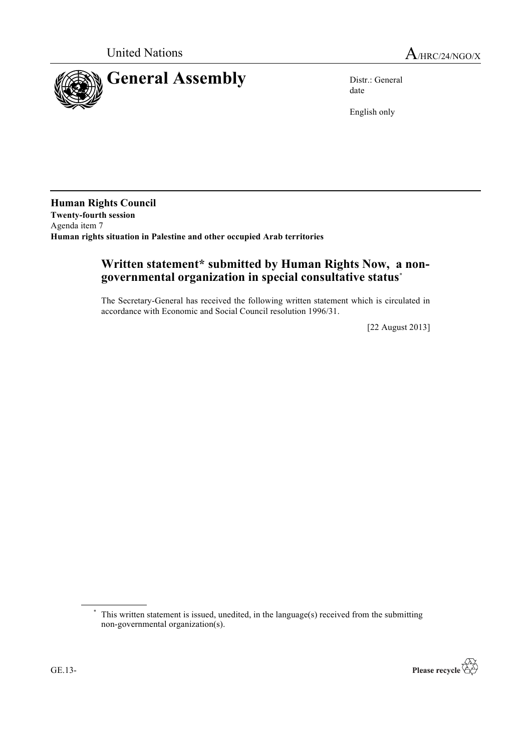United Nations A/HRC/24/NGO/X

# General Assembly

Distr.: General
date

English only

**Human Rights Council**
**Twenty-fourth session**
Agenda item 7
**Human rights situation in Palestine and other occupied Arab territories**

## Written statement* submitted by Human Rights Now, a non-governmental organization in special consultative status*

The Secretary-General has received the following written statement which is circulated in accordance with Economic and Social Council resolution 1996/31.

[22 August 2013]

* This written statement is issued, unedited, in the language(s) received from the submitting non-governmental organization(s).

GE.13-

Please recycle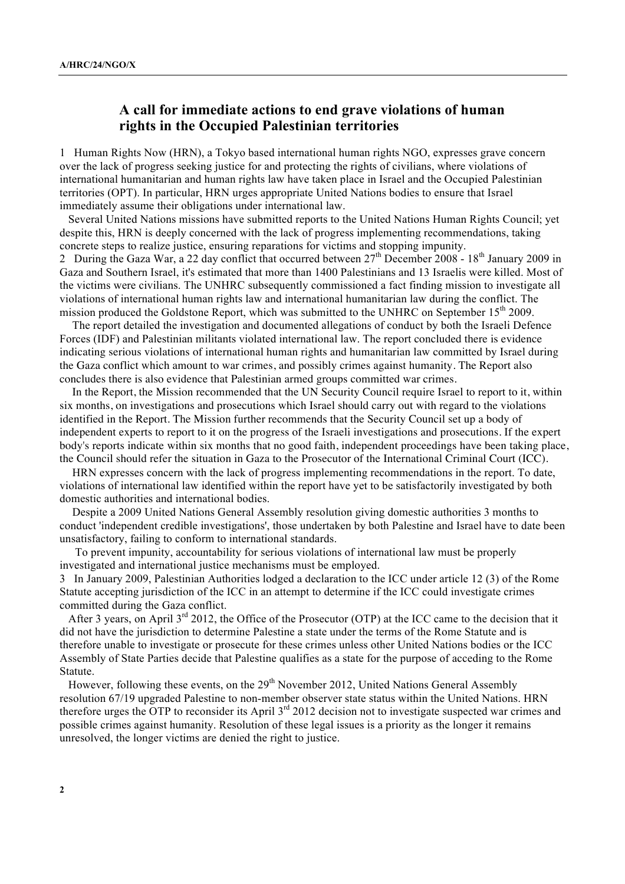## A call for immediate actions to end grave violations of human rights in the Occupied Palestinian territories

1 Human Rights Now (HRN), a Tokyo based international human rights NGO, expresses grave concern over the lack of progress seeking justice for and protecting the rights of civilians, where violations of international humanitarian and human rights law have taken place in Israel and the Occupied Palestinian territories (OPT). In particular, HRN urges appropriate United Nations bodies to ensure that Israel immediately assume their obligations under international law.

Several United Nations missions have submitted reports to the United Nations Human Rights Council; yet despite this, HRN is deeply concerned with the lack of progress implementing recommendations, taking concrete steps to realize justice, ensuring reparations for victims and stopping impunity.

2 During the Gaza War, a 22 day conflict that occurred between 27th December 2008 - 18th January 2009 in Gaza and Southern Israel, it's estimated that more than 1400 Palestinians and 13 Israelis were killed. Most of the victims were civilians. The UNHRC subsequently commissioned a fact finding mission to investigate all violations of international human rights law and international humanitarian law during the conflict. The mission produced the Goldstone Report, which was submitted to the UNHRC on September 15th 2009.

The report detailed the investigation and documented allegations of conduct by both the Israeli Defence Forces (IDF) and Palestinian militants violated international law. The report concluded there is evidence indicating serious violations of international human rights and humanitarian law committed by Israel during the Gaza conflict which amount to war crimes, and possibly crimes against humanity. The Report also concludes there is also evidence that Palestinian armed groups committed war crimes.

In the Report, the Mission recommended that the UN Security Council require Israel to report to it, within six months, on investigations and prosecutions which Israel should carry out with regard to the violations identified in the Report. The Mission further recommends that the Security Council set up a body of independent experts to report to it on the progress of the Israeli investigations and prosecutions. If the expert body's reports indicate within six months that no good faith, independent proceedings have been taking place, the Council should refer the situation in Gaza to the Prosecutor of the International Criminal Court (ICC).

HRN expresses concern with the lack of progress implementing recommendations in the report. To date, violations of international law identified within the report have yet to be satisfactorily investigated by both domestic authorities and international bodies.

Despite a 2009 United Nations General Assembly resolution giving domestic authorities 3 months to conduct 'independent credible investigations', those undertaken by both Palestine and Israel have to date been unsatisfactory, failing to conform to international standards.

To prevent impunity, accountability for serious violations of international law must be properly investigated and international justice mechanisms must be employed.

3 In January 2009, Palestinian Authorities lodged a declaration to the ICC under article 12 (3) of the Rome Statute accepting jurisdiction of the ICC in an attempt to determine if the ICC could investigate crimes committed during the Gaza conflict.

After 3 years, on April 3rd 2012, the Office of the Prosecutor (OTP) at the ICC came to the decision that it did not have the jurisdiction to determine Palestine a state under the terms of the Rome Statute and is therefore unable to investigate or prosecute for these crimes unless other United Nations bodies or the ICC Assembly of State Parties decide that Palestine qualifies as a state for the purpose of acceding to the Rome Statute.

However, following these events, on the 29th November 2012, United Nations General Assembly resolution 67/19 upgraded Palestine to non-member observer state status within the United Nations. HRN therefore urges the OTP to reconsider its April 3rd 2012 decision not to investigate suspected war crimes and possible crimes against humanity. Resolution of these legal issues is a priority as the longer it remains unresolved, the longer victims are denied the right to justice.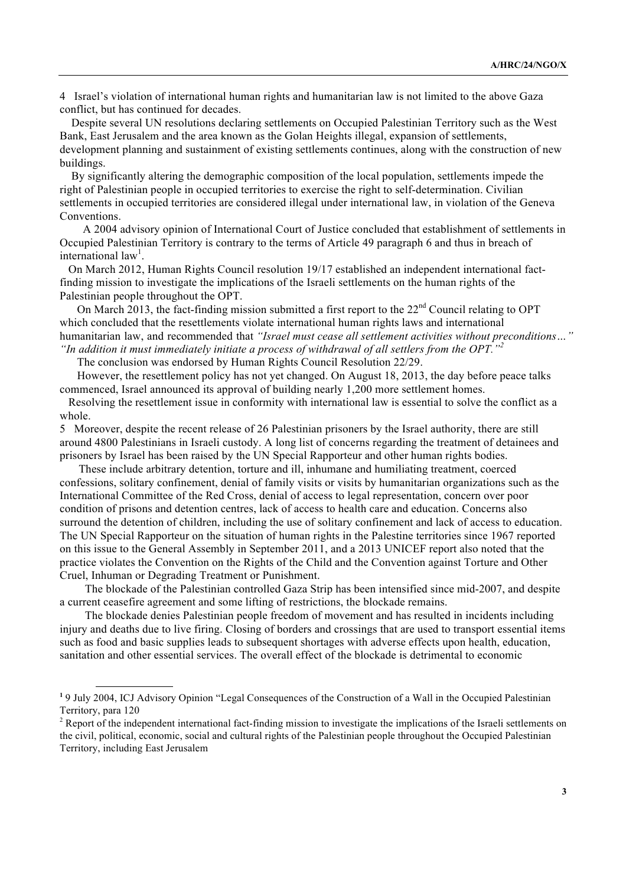4 Israel's violation of international human rights and humanitarian law is not limited to the above Gaza conflict, but has continued for decades.

Despite several UN resolutions declaring settlements on Occupied Palestinian Territory such as the West Bank, East Jerusalem and the area known as the Golan Heights illegal, expansion of settlements, development planning and sustainment of existing settlements continues, along with the construction of new buildings.

By significantly altering the demographic composition of the local population, settlements impede the right of Palestinian people in occupied territories to exercise the right to self-determination. Civilian settlements in occupied territories are considered illegal under international law, in violation of the Geneva Conventions.

A 2004 advisory opinion of International Court of Justice concluded that establishment of settlements in Occupied Palestinian Territory is contrary to the terms of Article 49 paragraph 6 and thus in breach of international law[1].

On March 2012, Human Rights Council resolution 19/17 established an independent international fact-finding mission to investigate the implications of the Israeli settlements on the human rights of the Palestinian people throughout the OPT.

On March 2013, the fact-finding mission submitted a first report to the 22nd Council relating to OPT which concluded that the resettlements violate international human rights laws and international humanitarian law, and recommended that *"Israel must cease all settlement activities without preconditions…" "In addition it must immediately initiate a process of withdrawal of all settlers from the OPT."*[2]

The conclusion was endorsed by Human Rights Council Resolution 22/29.

However, the resettlement policy has not yet changed. On August 18, 2013, the day before peace talks commenced, Israel announced its approval of building nearly 1,200 more settlement homes.

Resolving the resettlement issue in conformity with international law is essential to solve the conflict as a whole.

5 Moreover, despite the recent release of 26 Palestinian prisoners by the Israel authority, there are still around 4800 Palestinians in Israeli custody. A long list of concerns regarding the treatment of detainees and prisoners by Israel has been raised by the UN Special Rapporteur and other human rights bodies.

These include arbitrary detention, torture and ill, inhumane and humiliating treatment, coerced confessions, solitary confinement, denial of family visits or visits by humanitarian organizations such as the International Committee of the Red Cross, denial of access to legal representation, concern over poor condition of prisons and detention centres, lack of access to health care and education. Concerns also surround the detention of children, including the use of solitary confinement and lack of access to education. The UN Special Rapporteur on the situation of human rights in the Palestine territories since 1967 reported on this issue to the General Assembly in September 2011, and a 2013 UNICEF report also noted that the practice violates the Convention on the Rights of the Child and the Convention against Torture and Other Cruel, Inhuman or Degrading Treatment or Punishment.

The blockade of the Palestinian controlled Gaza Strip has been intensified since mid-2007, and despite a current ceasefire agreement and some lifting of restrictions, the blockade remains.

The blockade denies Palestinian people freedom of movement and has resulted in incidents including injury and deaths due to live firing. Closing of borders and crossings that are used to transport essential items such as food and basic supplies leads to subsequent shortages with adverse effects upon health, education, sanitation and other essential services. The overall effect of the blockade is detrimental to economic

---

[1] 9 July 2004, ICJ Advisory Opinion "Legal Consequences of the Construction of a Wall in the Occupied Palestinian Territory, para 120

[2] Report of the independent international fact-finding mission to investigate the implications of the Israeli settlements on the civil, political, economic, social and cultural rights of the Palestinian people throughout the Occupied Palestinian Territory, including East Jerusalem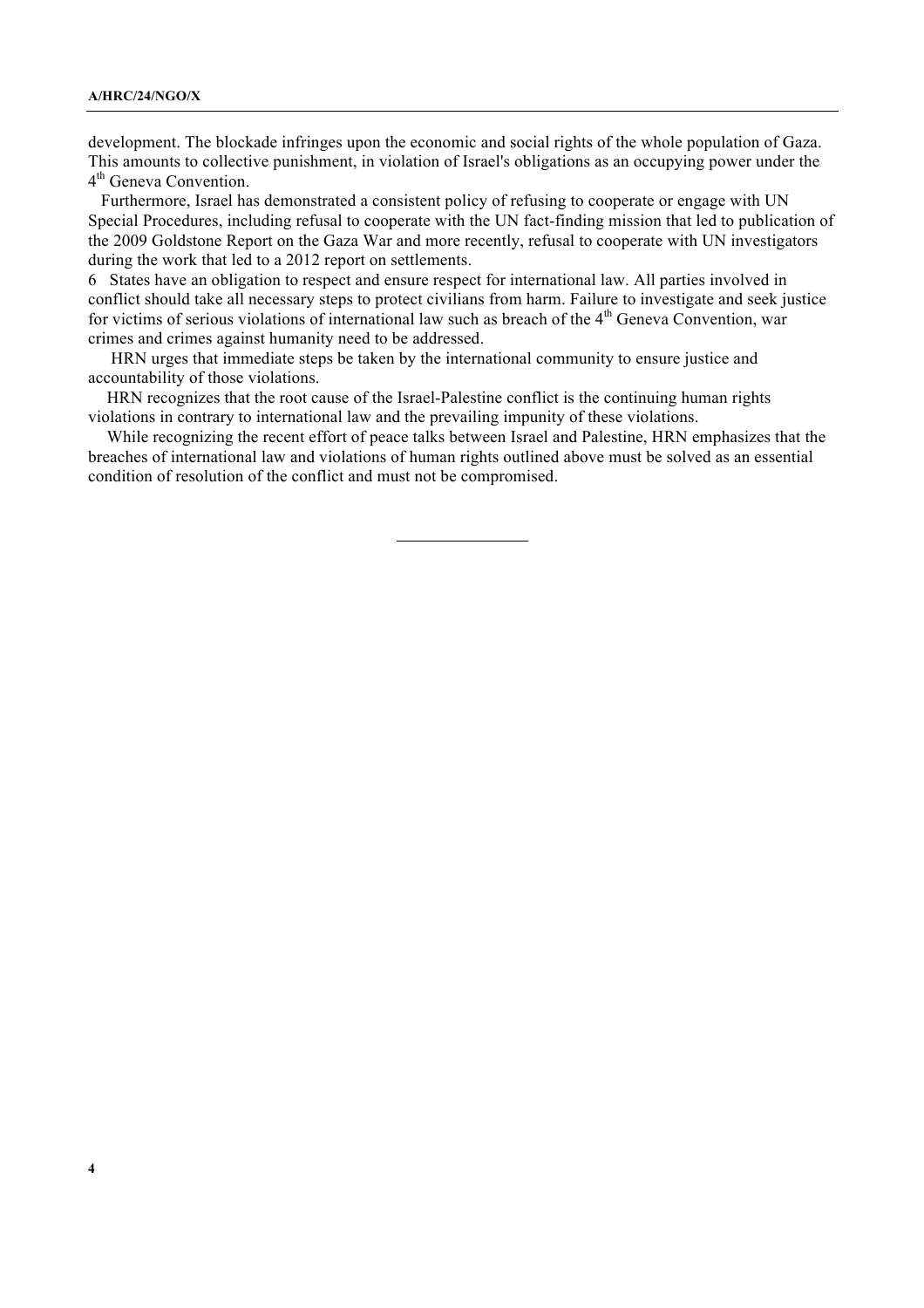development. The blockade infringes upon the economic and social rights of the whole population of Gaza. This amounts to collective punishment, in violation of Israel's obligations as an occupying power under the 4th Geneva Convention.

Furthermore, Israel has demonstrated a consistent policy of refusing to cooperate or engage with UN Special Procedures, including refusal to cooperate with the UN fact-finding mission that led to publication of the 2009 Goldstone Report on the Gaza War and more recently, refusal to cooperate with UN investigators during the work that led to a 2012 report on settlements.

6 States have an obligation to respect and ensure respect for international law. All parties involved in conflict should take all necessary steps to protect civilians from harm. Failure to investigate and seek justice for victims of serious violations of international law such as breach of the 4th Geneva Convention, war crimes and crimes against humanity need to be addressed.

HRN urges that immediate steps be taken by the international community to ensure justice and accountability of those violations.

HRN recognizes that the root cause of the Israel-Palestine conflict is the continuing human rights violations in contrary to international law and the prevailing impunity of these violations.

While recognizing the recent effort of peace talks between Israel and Palestine, HRN emphasizes that the breaches of international law and violations of human rights outlined above must be solved as an essential condition of resolution of the conflict and must not be compromised.